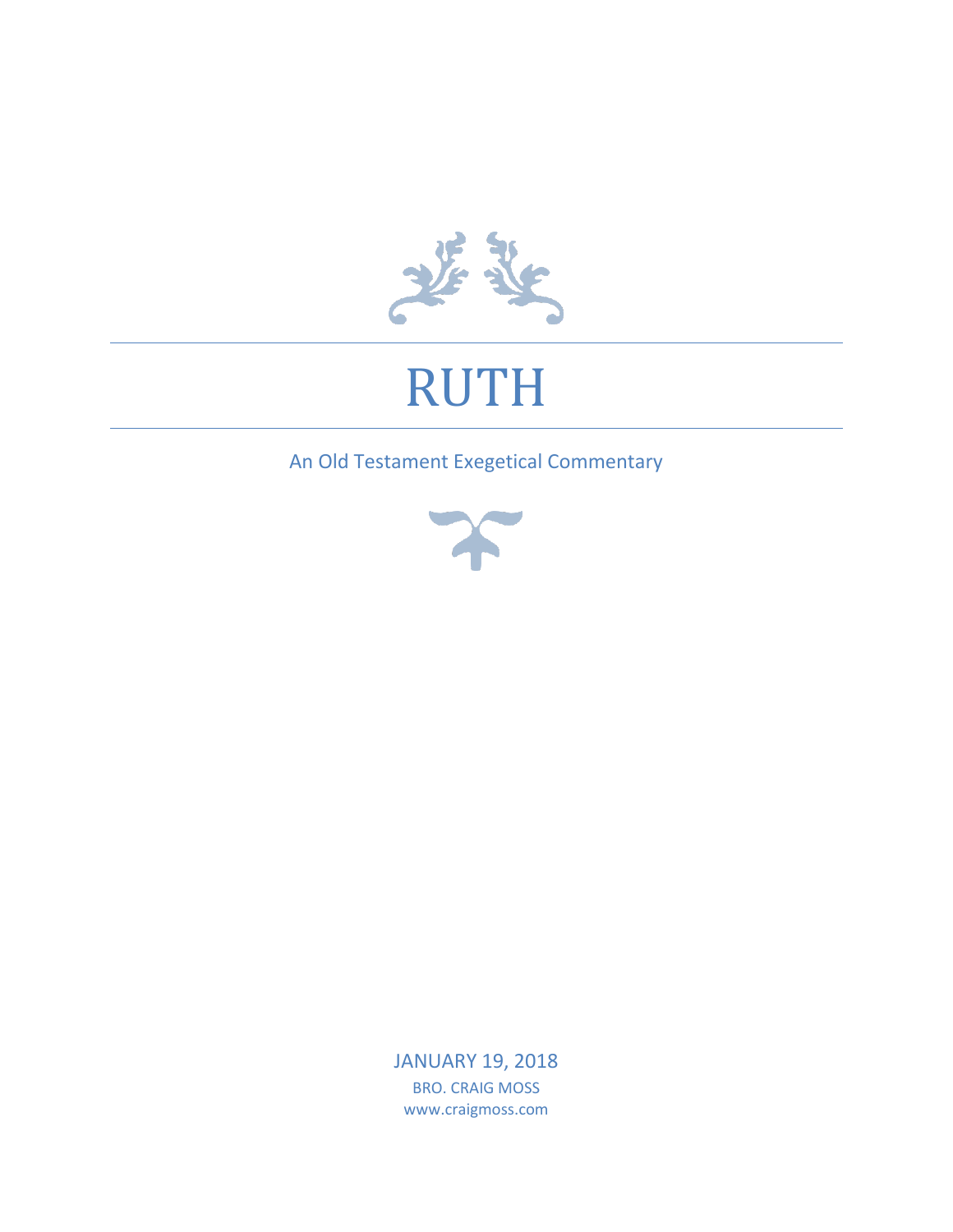# RUTH

An Old Testament Exegetical Commentary

JANUARY 19, 2018

BRO. CRAIG MOSS

www.craigmoss.com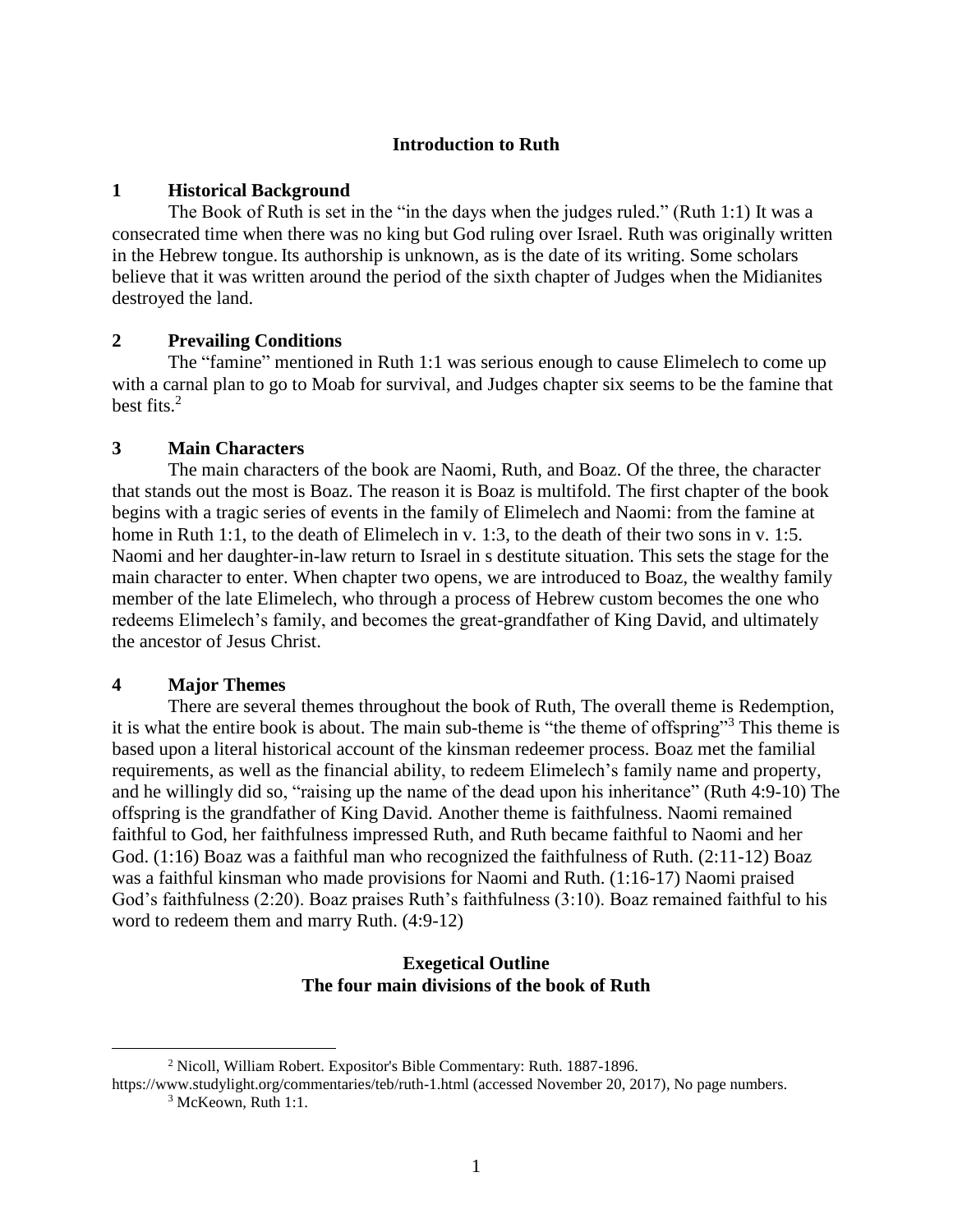## Introduction to Ruth

### 1 Historical Background

The Book of Ruth is set in the "in the days when the judges ruled." (Ruth 1:1) It was a consecrated time when there was no king but God ruling over Israel. Ruth was originally written in the Hebrew tongue. Its authorship is unknown, as is the date of its writing. Some scholars believe that it was written around the period of the sixth chapter of Judges when the Midianites destroyed the land.

### 2 Prevailing Conditions

The "famine" mentioned in Ruth 1:1 was serious enough to cause Elimelech to come up with a carnal plan to go to Moab for survival, and Judges chapter six seems to be the famine that best fits.[2]

### 3 Main Characters

The main characters of the book are Naomi, Ruth, and Boaz. Of the three, the character that stands out the most is Boaz. The reason it is Boaz is multifold. The first chapter of the book begins with a tragic series of events in the family of Elimelech and Naomi: from the famine at home in Ruth 1:1, to the death of Elimelech in v. 1:3, to the death of their two sons in v. 1:5. Naomi and her daughter-in-law return to Israel in s destitute situation. This sets the stage for the main character to enter. When chapter two opens, we are introduced to Boaz, the wealthy family member of the late Elimelech, who through a process of Hebrew custom becomes the one who redeems Elimelech's family, and becomes the great-grandfather of King David, and ultimately the ancestor of Jesus Christ.

### 4 Major Themes

There are several themes throughout the book of Ruth, The overall theme is Redemption, it is what the entire book is about. The main sub-theme is "the theme of offspring"[3] This theme is based upon a literal historical account of the kinsman redeemer process. Boaz met the familial requirements, as well as the financial ability, to redeem Elimelech's family name and property, and he willingly did so, "raising up the name of the dead upon his inheritance" (Ruth 4:9-10) The offspring is the grandfather of King David. Another theme is faithfulness. Naomi remained faithful to God, her faithfulness impressed Ruth, and Ruth became faithful to Naomi and her God. (1:16) Boaz was a faithful man who recognized the faithfulness of Ruth. (2:11-12) Boaz was a faithful kinsman who made provisions for Naomi and Ruth. (1:16-17) Naomi praised God's faithfulness (2:20). Boaz praises Ruth's faithfulness (3:10). Boaz remained faithful to his word to redeem them and marry Ruth. (4:9-12)

## Exegetical Outline
## The four main divisions of the book of Ruth

---

[2] Nicoll, William Robert. Expositor's Bible Commentary: Ruth. 1887-1896. https://www.studylight.org/commentaries/teb/ruth-1.html (accessed November 20, 2017), No page numbers.

[3] McKeown, Ruth 1:1.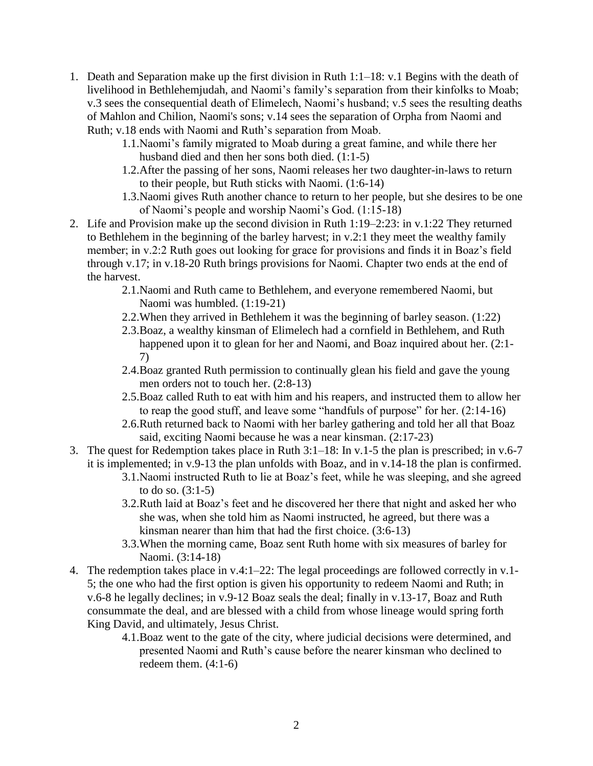1. Death and Separation make up the first division in Ruth 1:1–18: v.1 Begins with the death of livelihood in Bethlehemjudah, and Naomi's family's separation from their kinfolks to Moab; v.3 sees the consequential death of Elimelech, Naomi's husband; v.5 sees the resulting deaths of Mahlon and Chilion, Naomi's sons; v.14 sees the separation of Orpha from Naomi and Ruth; v.18 ends with Naomi and Ruth's separation from Moab.
    - 1.1. Naomi's family migrated to Moab during a great famine, and while there her husband died and then her sons both died. (1:1-5)
    - 1.2. After the passing of her sons, Naomi releases her two daughter-in-laws to return to their people, but Ruth sticks with Naomi. (1:6-14)
    - 1.3. Naomi gives Ruth another chance to return to her people, but she desires to be one of Naomi's people and worship Naomi's God. (1:15-18)
2. Life and Provision make up the second division in Ruth 1:19–2:23: in v.1:22 They returned to Bethlehem in the beginning of the barley harvest; in v.2:1 they meet the wealthy family member; in v.2:2 Ruth goes out looking for grace for provisions and finds it in Boaz's field through v.17; in v.18-20 Ruth brings provisions for Naomi. Chapter two ends at the end of the harvest.
    - 2.1. Naomi and Ruth came to Bethlehem, and everyone remembered Naomi, but Naomi was humbled. (1:19-21)
    - 2.2. When they arrived in Bethlehem it was the beginning of barley season. (1:22)
    - 2.3. Boaz, a wealthy kinsman of Elimelech had a cornfield in Bethlehem, and Ruth happened upon it to glean for her and Naomi, and Boaz inquired about her. (2:1-7)
    - 2.4. Boaz granted Ruth permission to continually glean his field and gave the young men orders not to touch her. (2:8-13)
    - 2.5. Boaz called Ruth to eat with him and his reapers, and instructed them to allow her to reap the good stuff, and leave some "handfuls of purpose" for her. (2:14-16)
    - 2.6. Ruth returned back to Naomi with her barley gathering and told her all that Boaz said, exciting Naomi because he was a near kinsman. (2:17-23)
3. The quest for Redemption takes place in Ruth 3:1–18: In v.1-5 the plan is prescribed; in v.6-7 it is implemented; in v.9-13 the plan unfolds with Boaz, and in v.14-18 the plan is confirmed.
    - 3.1. Naomi instructed Ruth to lie at Boaz's feet, while he was sleeping, and she agreed to do so. (3:1-5)
    - 3.2. Ruth laid at Boaz's feet and he discovered her there that night and asked her who she was, when she told him as Naomi instructed, he agreed, but there was a kinsman nearer than him that had the first choice. (3:6-13)
    - 3.3. When the morning came, Boaz sent Ruth home with six measures of barley for Naomi. (3:14-18)
4. The redemption takes place in v.4:1–22: The legal proceedings are followed correctly in v.1-5; the one who had the first option is given his opportunity to redeem Naomi and Ruth; in v.6-8 he legally declines; in v.9-12 Boaz seals the deal; finally in v.13-17, Boaz and Ruth consummate the deal, and are blessed with a child from whose lineage would spring forth King David, and ultimately, Jesus Christ.
    - 4.1. Boaz went to the gate of the city, where judicial decisions were determined, and presented Naomi and Ruth's cause before the nearer kinsman who declined to redeem them. (4:1-6)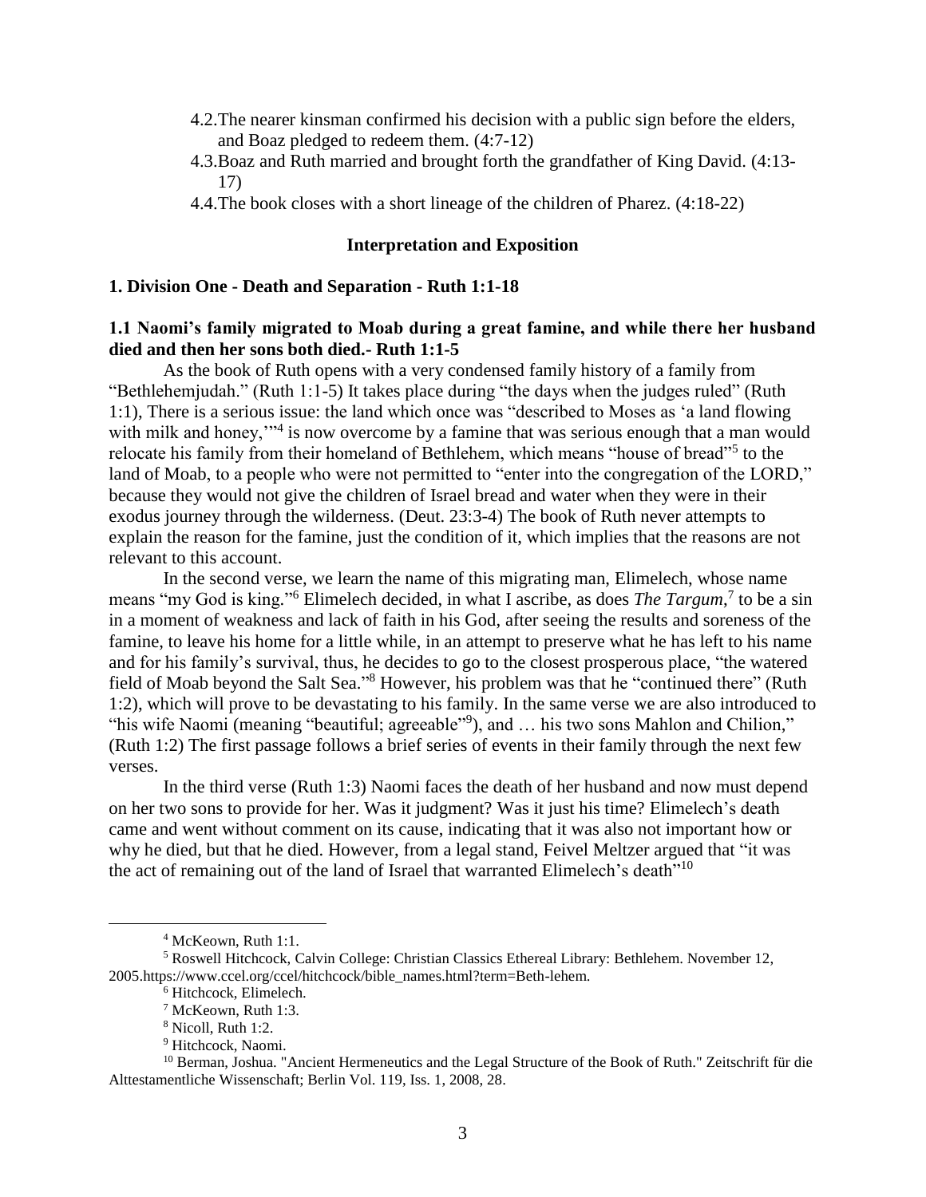4.2. The nearer kinsman confirmed his decision with a public sign before the elders, and Boaz pledged to redeem them. (4:7-12)

4.3. Boaz and Ruth married and brought forth the grandfather of King David. (4:13-17)

4.4. The book closes with a short lineage of the children of Pharez. (4:18-22)

## Interpretation and Exposition

### 1. Division One - Death and Separation - Ruth 1:1-18

#### 1.1 Naomi's family migrated to Moab during a great famine, and while there her husband died and then her sons both died.- Ruth 1:1-5

As the book of Ruth opens with a very condensed family history of a family from "Bethlehemjudah." (Ruth 1:1-5) It takes place during "the days when the judges ruled" (Ruth 1:1), There is a serious issue: the land which once was "described to Moses as 'a land flowing with milk and honey,'"[4] is now overcome by a famine that was serious enough that a man would relocate his family from their homeland of Bethlehem, which means "house of bread"[5] to the land of Moab, to a people who were not permitted to "enter into the congregation of the LORD," because they would not give the children of Israel bread and water when they were in their exodus journey through the wilderness. (Deut. 23:3-4) The book of Ruth never attempts to explain the reason for the famine, just the condition of it, which implies that the reasons are not relevant to this account.

In the second verse, we learn the name of this migrating man, Elimelech, whose name means "my God is king."[6] Elimelech decided, in what I ascribe, as does *The Targum*,[7] to be a sin in a moment of weakness and lack of faith in his God, after seeing the results and soreness of the famine, to leave his home for a little while, in an attempt to preserve what he has left to his name and for his family's survival, thus, he decides to go to the closest prosperous place, "the watered field of Moab beyond the Salt Sea."[8] However, his problem was that he "continued there" (Ruth 1:2), which will prove to be devastating to his family. In the same verse we are also introduced to "his wife Naomi (meaning "beautiful; agreeable"[9]), and … his two sons Mahlon and Chilion," (Ruth 1:2) The first passage follows a brief series of events in their family through the next few verses.

In the third verse (Ruth 1:3) Naomi faces the death of her husband and now must depend on her two sons to provide for her. Was it judgment? Was it just his time? Elimelech's death came and went without comment on its cause, indicating that it was also not important how or why he died, but that he died. However, from a legal stand, Feivel Meltzer argued that "it was the act of remaining out of the land of Israel that warranted Elimelech's death"[10]

---

[4] McKeown, Ruth 1:1.

[5] Roswell Hitchcock, Calvin College: Christian Classics Ethereal Library: Bethlehem. November 12, 2005.https://www.ccel.org/ccel/hitchcock/bible_names.html?term=Beth-lehem.

[6] Hitchcock, Elimelech.

[7] McKeown, Ruth 1:3.

[8] Nicoll, Ruth 1:2.

[9] Hitchcock, Naomi.

[10] Berman, Joshua. "Ancient Hermeneutics and the Legal Structure of the Book of Ruth." Zeitschrift für die Alttestamentliche Wissenschaft; Berlin Vol. 119, Iss. 1, 2008, 28.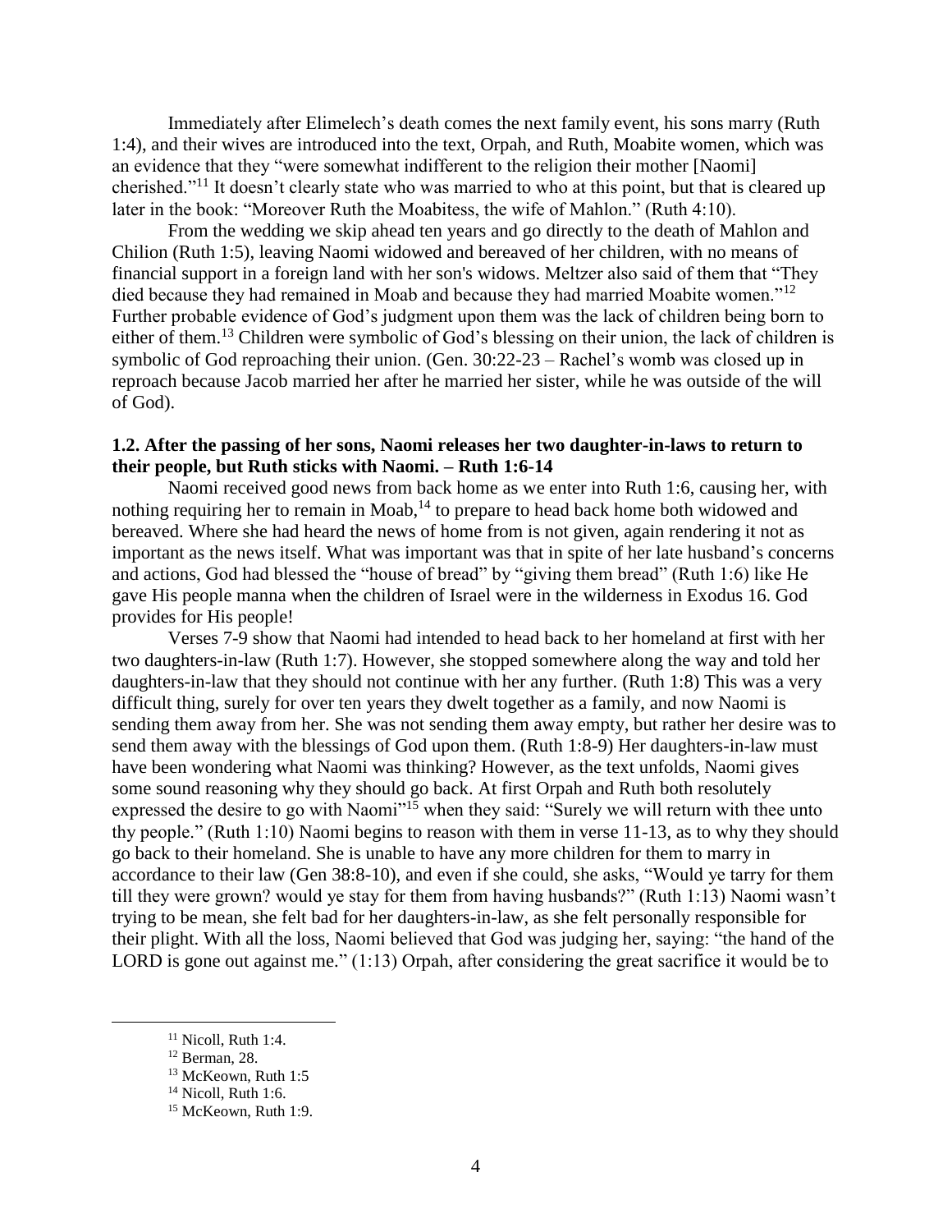Immediately after Elimelech's death comes the next family event, his sons marry (Ruth 1:4), and their wives are introduced into the text, Orpah, and Ruth, Moabite women, which was an evidence that they "were somewhat indifferent to the religion their mother [Naomi] cherished."[11] It doesn't clearly state who was married to who at this point, but that is cleared up later in the book: "Moreover Ruth the Moabitess, the wife of Mahlon." (Ruth 4:10).

From the wedding we skip ahead ten years and go directly to the death of Mahlon and Chilion (Ruth 1:5), leaving Naomi widowed and bereaved of her children, with no means of financial support in a foreign land with her son's widows. Meltzer also said of them that "They died because they had remained in Moab and because they had married Moabite women."[12] Further probable evidence of God's judgment upon them was the lack of children being born to either of them.[13] Children were symbolic of God's blessing on their union, the lack of children is symbolic of God reproaching their union. (Gen. 30:22-23 – Rachel's womb was closed up in reproach because Jacob married her after he married her sister, while he was outside of the will of God).

### 1.2. After the passing of her sons, Naomi releases her two daughter-in-laws to return to their people, but Ruth sticks with Naomi. – Ruth 1:6-14

Naomi received good news from back home as we enter into Ruth 1:6, causing her, with nothing requiring her to remain in Moab,[14] to prepare to head back home both widowed and bereaved. Where she had heard the news of home from is not given, again rendering it not as important as the news itself. What was important was that in spite of her late husband's concerns and actions, God had blessed the "house of bread" by "giving them bread" (Ruth 1:6) like He gave His people manna when the children of Israel were in the wilderness in Exodus 16. God provides for His people!

Verses 7-9 show that Naomi had intended to head back to her homeland at first with her two daughters-in-law (Ruth 1:7). However, she stopped somewhere along the way and told her daughters-in-law that they should not continue with her any further. (Ruth 1:8) This was a very difficult thing, surely for over ten years they dwelt together as a family, and now Naomi is sending them away from her. She was not sending them away empty, but rather her desire was to send them away with the blessings of God upon them. (Ruth 1:8-9) Her daughters-in-law must have been wondering what Naomi was thinking? However, as the text unfolds, Naomi gives some sound reasoning why they should go back. At first Orpah and Ruth both resolutely expressed the desire to go with Naomi"[15] when they said: "Surely we will return with thee unto thy people." (Ruth 1:10) Naomi begins to reason with them in verse 11-13, as to why they should go back to their homeland. She is unable to have any more children for them to marry in accordance to their law (Gen 38:8-10), and even if she could, she asks, "Would ye tarry for them till they were grown? would ye stay for them from having husbands?" (Ruth 1:13) Naomi wasn't trying to be mean, she felt bad for her daughters-in-law, as she felt personally responsible for their plight. With all the loss, Naomi believed that God was judging her, saying: "the hand of the LORD is gone out against me." (1:13) Orpah, after considering the great sacrifice it would be to

---

[11] Nicoll, Ruth 1:4.

[12] Berman, 28.

[13] McKeown, Ruth 1:5

[14] Nicoll, Ruth 1:6.

[15] McKeown, Ruth 1:9.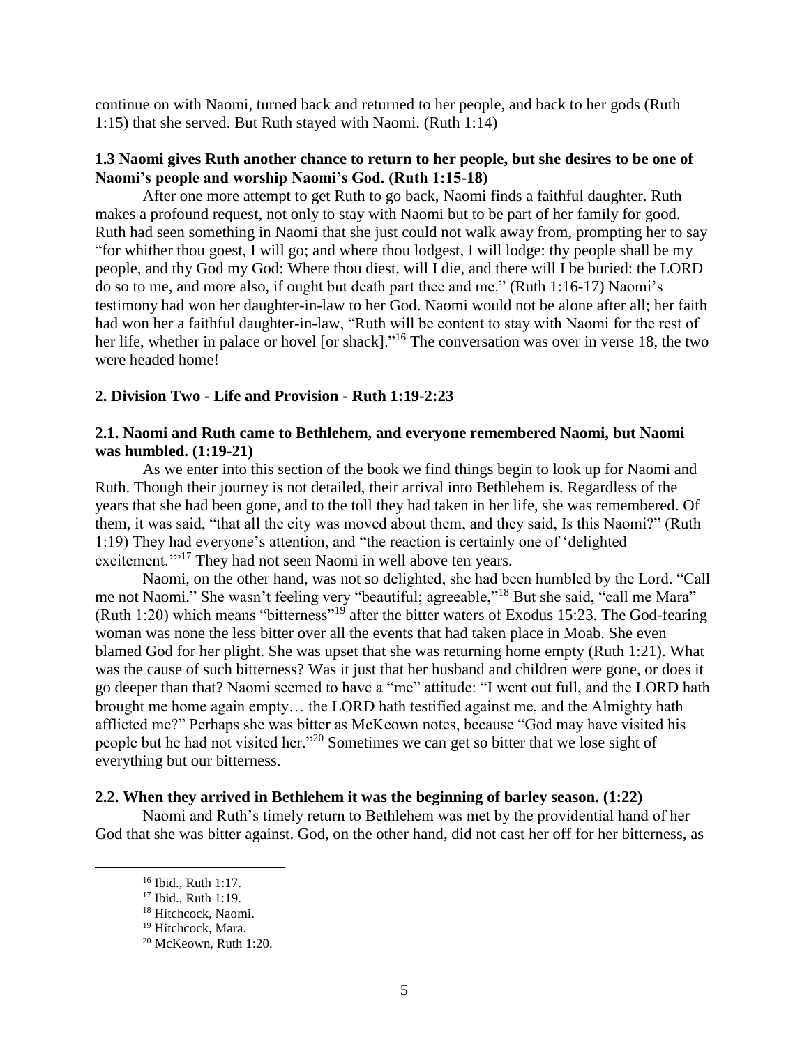continue on with Naomi, turned back and returned to her people, and back to her gods (Ruth 1:15) that she served. But Ruth stayed with Naomi. (Ruth 1:14)

**1.3 Naomi gives Ruth another chance to return to her people, but she desires to be one of Naomi's people and worship Naomi's God. (Ruth 1:15-18)**

After one more attempt to get Ruth to go back, Naomi finds a faithful daughter. Ruth makes a profound request, not only to stay with Naomi but to be part of her family for good. Ruth had seen something in Naomi that she just could not walk away from, prompting her to say "for whither thou goest, I will go; and where thou lodgest, I will lodge: thy people shall be my people, and thy God my God: Where thou diest, will I die, and there will I be buried: the LORD do so to me, and more also, if ought but death part thee and me." (Ruth 1:16-17) Naomi's testimony had won her daughter-in-law to her God. Naomi would not be alone after all; her faith had won her a faithful daughter-in-law, "Ruth will be content to stay with Naomi for the rest of her life, whether in palace or hovel [or shack]."[16] The conversation was over in verse 18, the two were headed home!

**2. Division Two - Life and Provision - Ruth 1:19-2:23**

**2.1. Naomi and Ruth came to Bethlehem, and everyone remembered Naomi, but Naomi was humbled. (1:19-21)**

As we enter into this section of the book we find things begin to look up for Naomi and Ruth. Though their journey is not detailed, their arrival into Bethlehem is. Regardless of the years that she had been gone, and to the toll they had taken in her life, she was remembered. Of them, it was said, "that all the city was moved about them, and they said, Is this Naomi?" (Ruth 1:19) They had everyone's attention, and "the reaction is certainly one of 'delighted excitement.'"[17] They had not seen Naomi in well above ten years.

Naomi, on the other hand, was not so delighted, she had been humbled by the Lord. "Call me not Naomi." She wasn't feeling very "beautiful; agreeable,"[18] But she said, "call me Mara" (Ruth 1:20) which means "bitterness"[19] after the bitter waters of Exodus 15:23. The God-fearing woman was none the less bitter over all the events that had taken place in Moab. She even blamed God for her plight. She was upset that she was returning home empty (Ruth 1:21). What was the cause of such bitterness? Was it just that her husband and children were gone, or does it go deeper than that? Naomi seemed to have a "me" attitude: "I went out full, and the LORD hath brought me home again empty… the LORD hath testified against me, and the Almighty hath afflicted me?" Perhaps she was bitter as McKeown notes, because "God may have visited his people but he had not visited her."[20] Sometimes we can get so bitter that we lose sight of everything but our bitterness.

**2.2. When they arrived in Bethlehem it was the beginning of barley season. (1:22)**

Naomi and Ruth's timely return to Bethlehem was met by the providential hand of her God that she was bitter against. God, on the other hand, did not cast her off for her bitterness, as

---

[16] Ibid., Ruth 1:17.

[17] Ibid., Ruth 1:19.

[18] Hitchcock, Naomi.

[19] Hitchcock, Mara.

[20] McKeown, Ruth 1:20.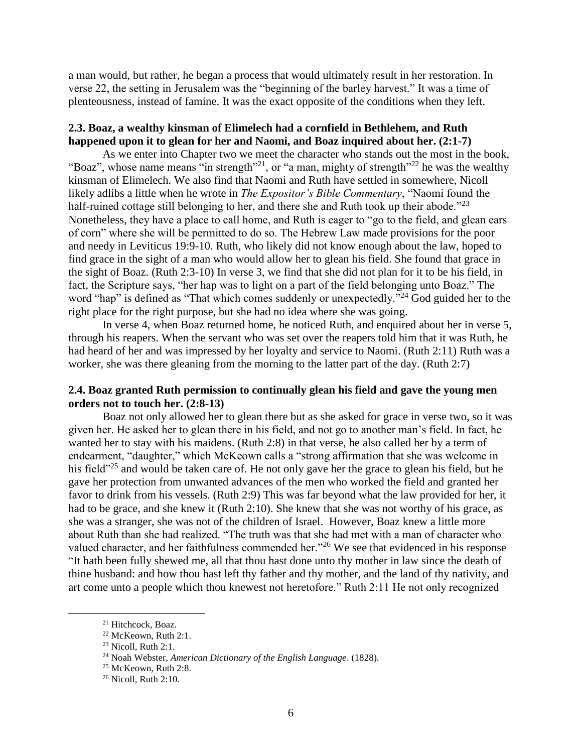a man would, but rather, he began a process that would ultimately result in her restoration. In verse 22, the setting in Jerusalem was the "beginning of the barley harvest." It was a time of plenteousness, instead of famine. It was the exact opposite of the conditions when they left.

### 2.3. Boaz, a wealthy kinsman of Elimelech had a cornfield in Bethlehem, and Ruth happened upon it to glean for her and Naomi, and Boaz inquired about her. (2:1-7)

As we enter into Chapter two we meet the character who stands out the most in the book, "Boaz", whose name means "in strength"[21], or "a man, mighty of strength"[22] he was the wealthy kinsman of Elimelech. We also find that Naomi and Ruth have settled in somewhere, Nicoll likely adlibs a little when he wrote in *The Expositor's Bible Commentary*, "Naomi found the half-ruined cottage still belonging to her, and there she and Ruth took up their abode."[23] Nonetheless, they have a place to call home, and Ruth is eager to "go to the field, and glean ears of corn" where she will be permitted to do so. The Hebrew Law made provisions for the poor and needy in Leviticus 19:9-10. Ruth, who likely did not know enough about the law, hoped to find grace in the sight of a man who would allow her to glean his field. She found that grace in the sight of Boaz. (Ruth 2:3-10) In verse 3, we find that she did not plan for it to be his field, in fact, the Scripture says, "her hap was to light on a part of the field belonging unto Boaz." The word "hap" is defined as "That which comes suddenly or unexpectedly."[24] God guided her to the right place for the right purpose, but she had no idea where she was going.

In verse 4, when Boaz returned home, he noticed Ruth, and enquired about her in verse 5, through his reapers. When the servant who was set over the reapers told him that it was Ruth, he had heard of her and was impressed by her loyalty and service to Naomi. (Ruth 2:11) Ruth was a worker, she was there gleaning from the morning to the latter part of the day. (Ruth 2:7)

### 2.4. Boaz granted Ruth permission to continually glean his field and gave the young men orders not to touch her. (2:8-13)

Boaz not only allowed her to glean there but as she asked for grace in verse two, so it was given her. He asked her to glean there in his field, and not go to another man's field. In fact, he wanted her to stay with his maidens. (Ruth 2:8) in that verse, he also called her by a term of endearment, "daughter," which McKeown calls a "strong affirmation that she was welcome in his field"[25] and would be taken care of. He not only gave her the grace to glean his field, but he gave her protection from unwanted advances of the men who worked the field and granted her favor to drink from his vessels. (Ruth 2:9) This was far beyond what the law provided for her, it had to be grace, and she knew it (Ruth 2:10). She knew that she was not worthy of his grace, as she was a stranger, she was not of the children of Israel. However, Boaz knew a little more about Ruth than she had realized. "The truth was that she had met with a man of character who valued character, and her faithfulness commended her."[26] We see that evidenced in his response "It hath been fully shewed me, all that thou hast done unto thy mother in law since the death of thine husband: and how thou hast left thy father and thy mother, and the land of thy nativity, and art come unto a people which thou knewest not heretofore." Ruth 2:11 He not only recognized

---

[21] Hitchcock, Boaz.

[22] McKeown, Ruth 2:1.

[23] Nicoll, Ruth 2:1.

[24] Noah Webster, *American Dictionary of the English Language*. (1828).

[25] McKeown, Ruth 2:8.

[26] Nicoll, Ruth 2:10.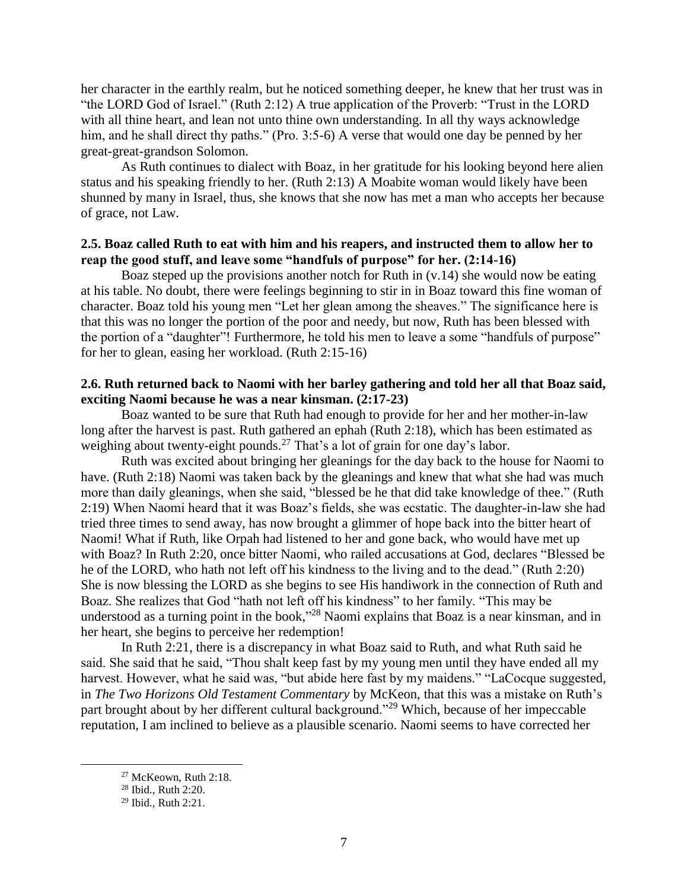her character in the earthly realm, but he noticed something deeper, he knew that her trust was in "the LORD God of Israel." (Ruth 2:12) A true application of the Proverb: "Trust in the LORD with all thine heart, and lean not unto thine own understanding. In all thy ways acknowledge him, and he shall direct thy paths." (Pro. 3:5-6) A verse that would one day be penned by her great-great-grandson Solomon.

As Ruth continues to dialect with Boaz, in her gratitude for his looking beyond here alien status and his speaking friendly to her. (Ruth 2:13) A Moabite woman would likely have been shunned by many in Israel, thus, she knows that she now has met a man who accepts her because of grace, not Law.

**2.5. Boaz called Ruth to eat with him and his reapers, and instructed them to allow her to reap the good stuff, and leave some "handfuls of purpose" for her. (2:14-16)**

Boaz steped up the provisions another notch for Ruth in (v.14) she would now be eating at his table. No doubt, there were feelings beginning to stir in in Boaz toward this fine woman of character. Boaz told his young men "Let her glean among the sheaves." The significance here is that this was no longer the portion of the poor and needy, but now, Ruth has been blessed with the portion of a "daughter"! Furthermore, he told his men to leave a some "handfuls of purpose" for her to glean, easing her workload. (Ruth 2:15-16)

**2.6. Ruth returned back to Naomi with her barley gathering and told her all that Boaz said, exciting Naomi because he was a near kinsman. (2:17-23)**

Boaz wanted to be sure that Ruth had enough to provide for her and her mother-in-law long after the harvest is past. Ruth gathered an ephah (Ruth 2:18), which has been estimated as weighing about twenty-eight pounds.[27] That's a lot of grain for one day's labor.

Ruth was excited about bringing her gleanings for the day back to the house for Naomi to have. (Ruth 2:18) Naomi was taken back by the gleanings and knew that what she had was much more than daily gleanings, when she said, "blessed be he that did take knowledge of thee." (Ruth 2:19) When Naomi heard that it was Boaz's fields, she was ecstatic. The daughter-in-law she had tried three times to send away, has now brought a glimmer of hope back into the bitter heart of Naomi! What if Ruth, like Orpah had listened to her and gone back, who would have met up with Boaz? In Ruth 2:20, once bitter Naomi, who railed accusations at God, declares "Blessed be he of the LORD, who hath not left off his kindness to the living and to the dead." (Ruth 2:20) She is now blessing the LORD as she begins to see His handiwork in the connection of Ruth and Boaz. She realizes that God "hath not left off his kindness" to her family. "This may be understood as a turning point in the book,"[28] Naomi explains that Boaz is a near kinsman, and in her heart, she begins to perceive her redemption!

In Ruth 2:21, there is a discrepancy in what Boaz said to Ruth, and what Ruth said he said. She said that he said, "Thou shalt keep fast by my young men until they have ended all my harvest. However, what he said was, "but abide here fast by my maidens." "LaCocque suggested, in *The Two Horizons Old Testament Commentary* by McKeon, that this was a mistake on Ruth's part brought about by her different cultural background."[29] Which, because of her impeccable reputation, I am inclined to believe as a plausible scenario. Naomi seems to have corrected her

---

[27] McKeown, Ruth 2:18.

[28] Ibid., Ruth 2:20.

[29] Ibid., Ruth 2:21.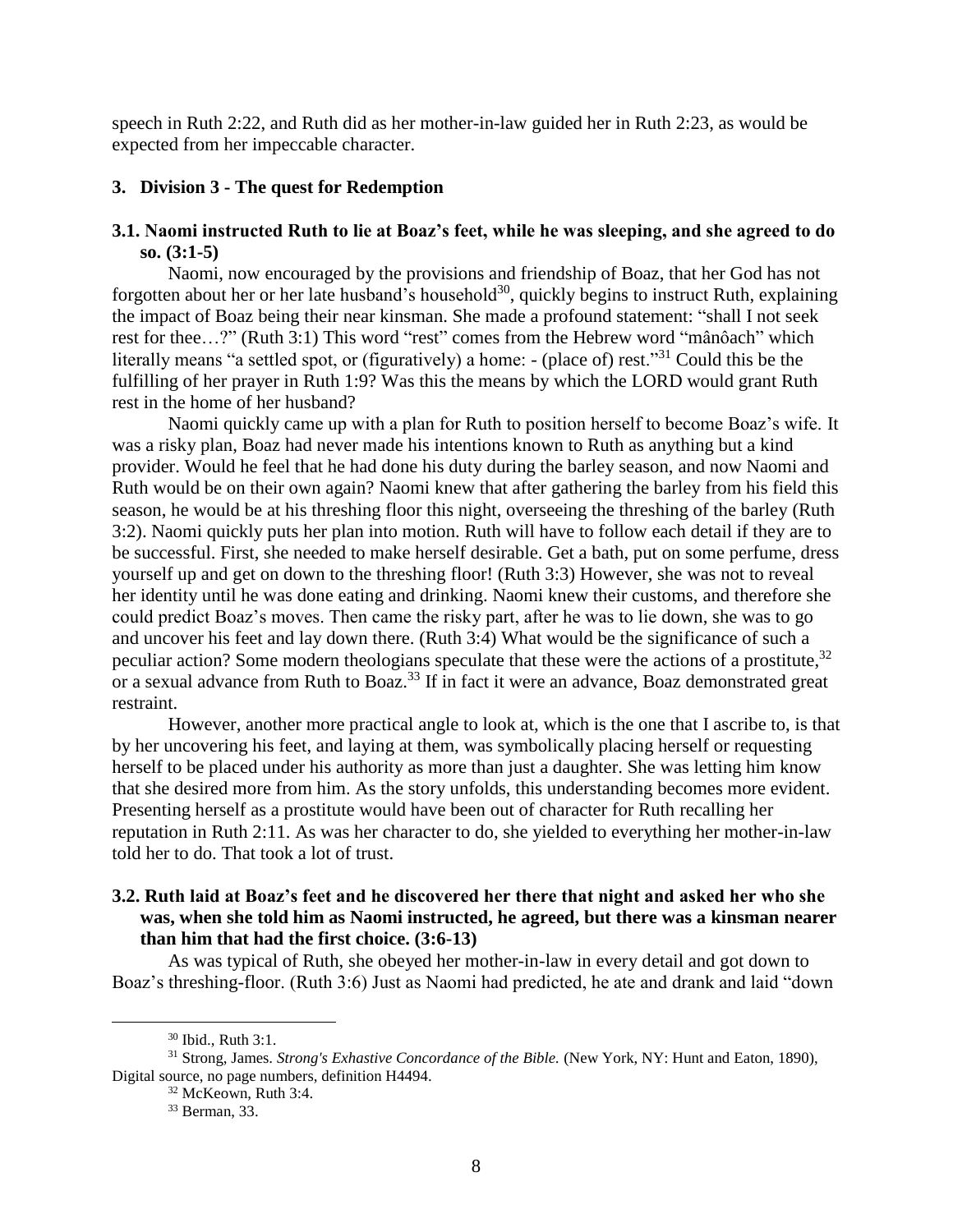speech in Ruth 2:22, and Ruth did as her mother-in-law guided her in Ruth 2:23, as would be expected from her impeccable character.

### 3. Division 3 - The quest for Redemption

#### 3.1. Naomi instructed Ruth to lie at Boaz's feet, while he was sleeping, and she agreed to do so. (3:1-5)

Naomi, now encouraged by the provisions and friendship of Boaz, that her God has not forgotten about her or her late husband's household[30], quickly begins to instruct Ruth, explaining the impact of Boaz being their near kinsman. She made a profound statement: "shall I not seek rest for thee…?" (Ruth 3:1) This word "rest" comes from the Hebrew word "mânôach" which literally means "a settled spot, or (figuratively) a home: - (place of) rest."[31] Could this be the fulfilling of her prayer in Ruth 1:9? Was this the means by which the LORD would grant Ruth rest in the home of her husband?

Naomi quickly came up with a plan for Ruth to position herself to become Boaz's wife. It was a risky plan, Boaz had never made his intentions known to Ruth as anything but a kind provider. Would he feel that he had done his duty during the barley season, and now Naomi and Ruth would be on their own again? Naomi knew that after gathering the barley from his field this season, he would be at his threshing floor this night, overseeing the threshing of the barley (Ruth 3:2). Naomi quickly puts her plan into motion. Ruth will have to follow each detail if they are to be successful. First, she needed to make herself desirable. Get a bath, put on some perfume, dress yourself up and get on down to the threshing floor! (Ruth 3:3) However, she was not to reveal her identity until he was done eating and drinking. Naomi knew their customs, and therefore she could predict Boaz's moves. Then came the risky part, after he was to lie down, she was to go and uncover his feet and lay down there. (Ruth 3:4) What would be the significance of such a peculiar action? Some modern theologians speculate that these were the actions of a prostitute,[32] or a sexual advance from Ruth to Boaz.[33] If in fact it were an advance, Boaz demonstrated great restraint.

However, another more practical angle to look at, which is the one that I ascribe to, is that by her uncovering his feet, and laying at them, was symbolically placing herself or requesting herself to be placed under his authority as more than just a daughter. She was letting him know that she desired more from him. As the story unfolds, this understanding becomes more evident. Presenting herself as a prostitute would have been out of character for Ruth recalling her reputation in Ruth 2:11. As was her character to do, she yielded to everything her mother-in-law told her to do. That took a lot of trust.

#### 3.2. Ruth laid at Boaz's feet and he discovered her there that night and asked her who she was, when she told him as Naomi instructed, he agreed, but there was a kinsman nearer than him that had the first choice. (3:6-13)

As was typical of Ruth, she obeyed her mother-in-law in every detail and got down to Boaz's threshing-floor. (Ruth 3:6) Just as Naomi had predicted, he ate and drank and laid "down

---

[30] Ibid., Ruth 3:1.

[31] Strong, James. *Strong's Exhastive Concordance of the Bible.* (New York, NY: Hunt and Eaton, 1890), Digital source, no page numbers, definition H4494.

[32] McKeown, Ruth 3:4.

[33] Berman, 33.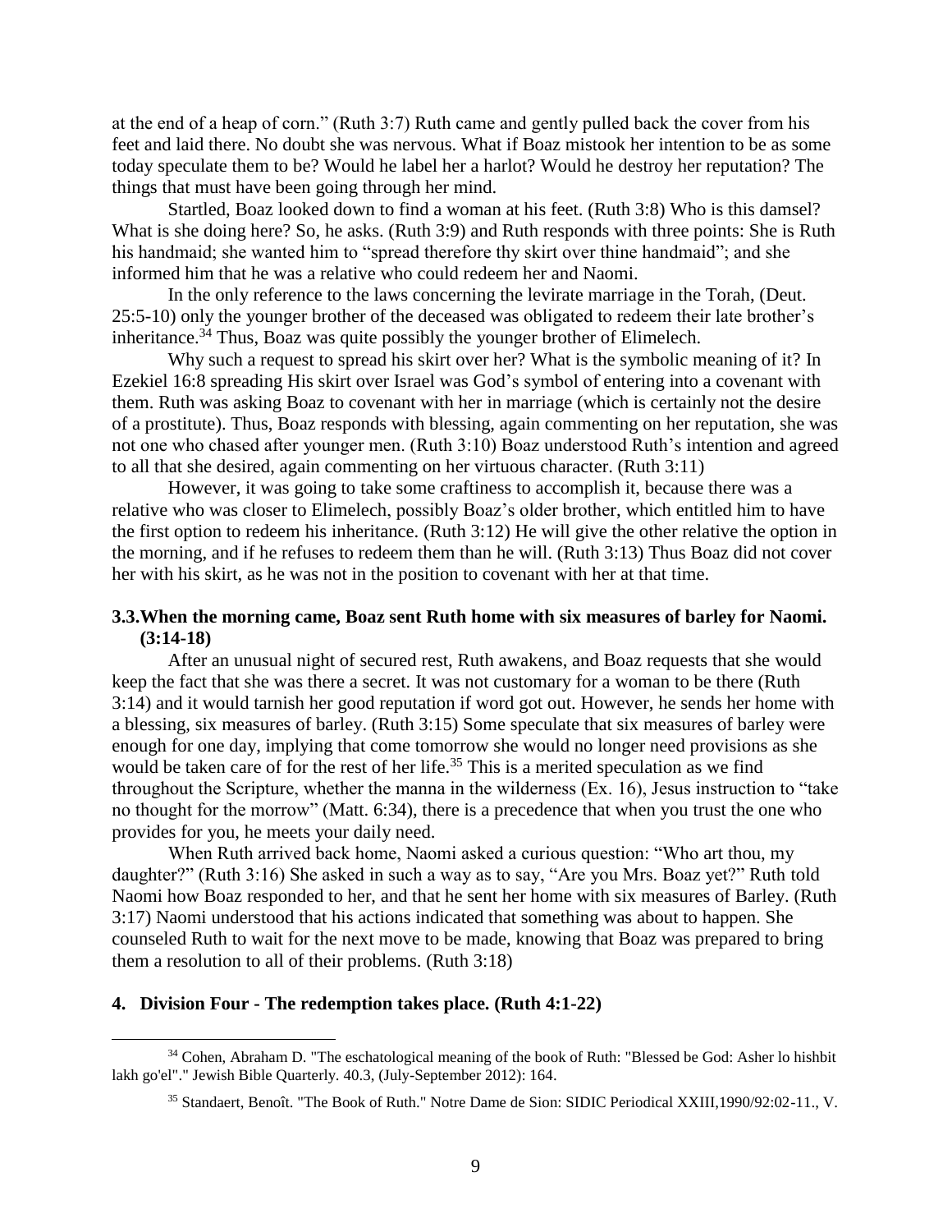at the end of a heap of corn." (Ruth 3:7) Ruth came and gently pulled back the cover from his feet and laid there. No doubt she was nervous. What if Boaz mistook her intention to be as some today speculate them to be? Would he label her a harlot? Would he destroy her reputation? The things that must have been going through her mind.

Startled, Boaz looked down to find a woman at his feet. (Ruth 3:8) Who is this damsel? What is she doing here? So, he asks. (Ruth 3:9) and Ruth responds with three points: She is Ruth his handmaid; she wanted him to "spread therefore thy skirt over thine handmaid"; and she informed him that he was a relative who could redeem her and Naomi.

In the only reference to the laws concerning the levirate marriage in the Torah, (Deut. 25:5-10) only the younger brother of the deceased was obligated to redeem their late brother's inheritance.[34] Thus, Boaz was quite possibly the younger brother of Elimelech.

Why such a request to spread his skirt over her? What is the symbolic meaning of it? In Ezekiel 16:8 spreading His skirt over Israel was God's symbol of entering into a covenant with them. Ruth was asking Boaz to covenant with her in marriage (which is certainly not the desire of a prostitute). Thus, Boaz responds with blessing, again commenting on her reputation, she was not one who chased after younger men. (Ruth 3:10) Boaz understood Ruth's intention and agreed to all that she desired, again commenting on her virtuous character. (Ruth 3:11)

However, it was going to take some craftiness to accomplish it, because there was a relative who was closer to Elimelech, possibly Boaz's older brother, which entitled him to have the first option to redeem his inheritance. (Ruth 3:12) He will give the other relative the option in the morning, and if he refuses to redeem them than he will. (Ruth 3:13) Thus Boaz did not cover her with his skirt, as he was not in the position to covenant with her at that time.

### 3.3. When the morning came, Boaz sent Ruth home with six measures of barley for Naomi. (3:14-18)

After an unusual night of secured rest, Ruth awakens, and Boaz requests that she would keep the fact that she was there a secret. It was not customary for a woman to be there (Ruth 3:14) and it would tarnish her good reputation if word got out. However, he sends her home with a blessing, six measures of barley. (Ruth 3:15) Some speculate that six measures of barley were enough for one day, implying that come tomorrow she would no longer need provisions as she would be taken care of for the rest of her life.[35] This is a merited speculation as we find throughout the Scripture, whether the manna in the wilderness (Ex. 16), Jesus instruction to "take no thought for the morrow" (Matt. 6:34), there is a precedence that when you trust the one who provides for you, he meets your daily need.

When Ruth arrived back home, Naomi asked a curious question: "Who art thou, my daughter?" (Ruth 3:16) She asked in such a way as to say, "Are you Mrs. Boaz yet?" Ruth told Naomi how Boaz responded to her, and that he sent her home with six measures of Barley. (Ruth 3:17) Naomi understood that his actions indicated that something was about to happen. She counseled Ruth to wait for the next move to be made, knowing that Boaz was prepared to bring them a resolution to all of their problems. (Ruth 3:18)

## 4. Division Four - The redemption takes place. (Ruth 4:1-22)

---

[34] Cohen, Abraham D. "The eschatological meaning of the book of Ruth: "Blessed be God: Asher lo hishbit lakh go'el"." Jewish Bible Quarterly. 40.3, (July-September 2012): 164.

[35] Standaert, Benoît. "The Book of Ruth." Notre Dame de Sion: SIDIC Periodical XXIII,1990/92:02-11., V.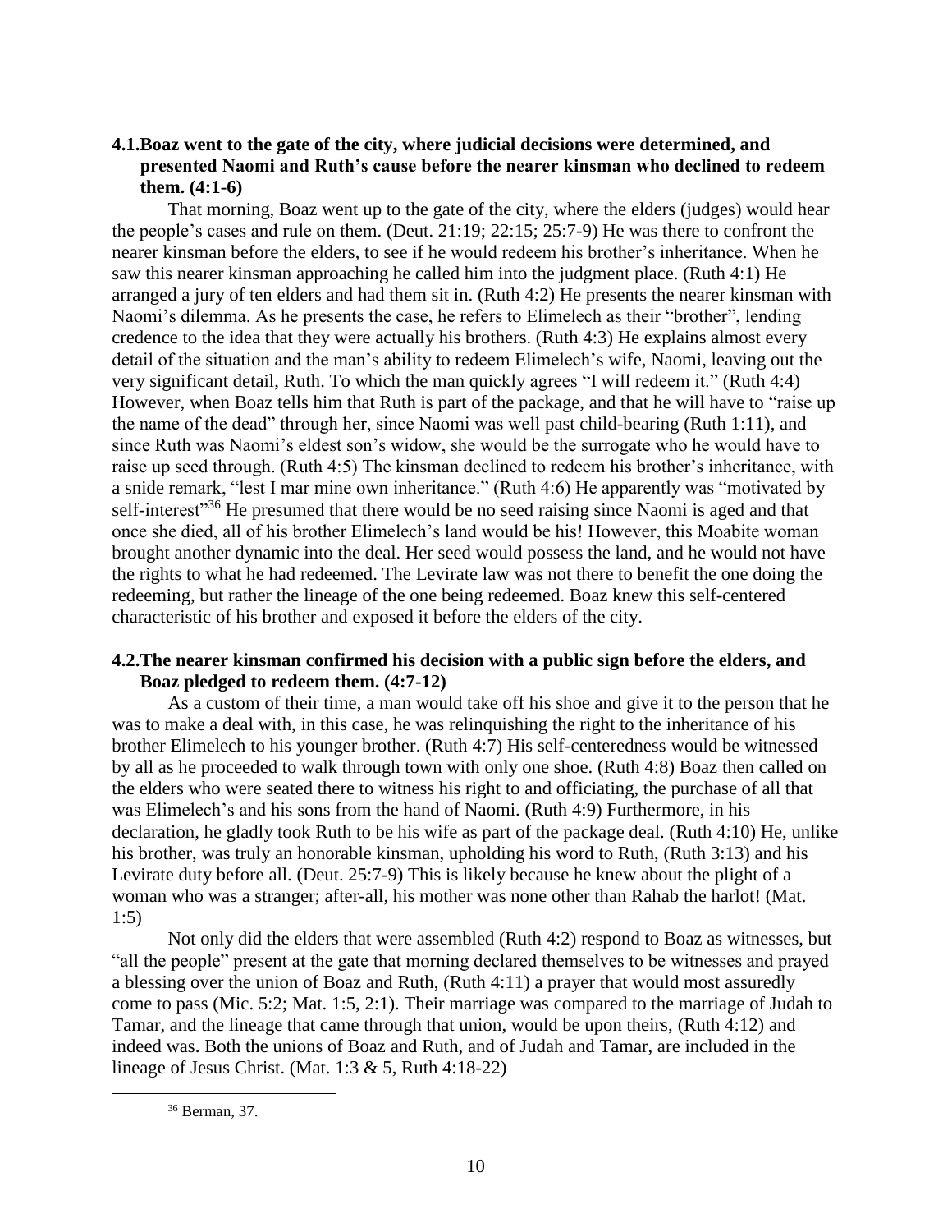### 4.1. Boaz went to the gate of the city, where judicial decisions were determined, and presented Naomi and Ruth's cause before the nearer kinsman who declined to redeem them. (4:1-6)

That morning, Boaz went up to the gate of the city, where the elders (judges) would hear the people's cases and rule on them. (Deut. 21:19; 22:15; 25:7-9) He was there to confront the nearer kinsman before the elders, to see if he would redeem his brother's inheritance. When he saw this nearer kinsman approaching he called him into the judgment place. (Ruth 4:1) He arranged a jury of ten elders and had them sit in. (Ruth 4:2) He presents the nearer kinsman with Naomi's dilemma. As he presents the case, he refers to Elimelech as their "brother", lending credence to the idea that they were actually his brothers. (Ruth 4:3) He explains almost every detail of the situation and the man's ability to redeem Elimelech's wife, Naomi, leaving out the very significant detail, Ruth. To which the man quickly agrees "I will redeem it." (Ruth 4:4) However, when Boaz tells him that Ruth is part of the package, and that he will have to "raise up the name of the dead" through her, since Naomi was well past child-bearing (Ruth 1:11), and since Ruth was Naomi's eldest son's widow, she would be the surrogate who he would have to raise up seed through. (Ruth 4:5) The kinsman declined to redeem his brother's inheritance, with a snide remark, "lest I mar mine own inheritance." (Ruth 4:6) He apparently was "motivated by self-interest"[36] He presumed that there would be no seed raising since Naomi is aged and that once she died, all of his brother Elimelech's land would be his! However, this Moabite woman brought another dynamic into the deal. Her seed would possess the land, and he would not have the rights to what he had redeemed. The Levirate law was not there to benefit the one doing the redeeming, but rather the lineage of the one being redeemed. Boaz knew this self-centered characteristic of his brother and exposed it before the elders of the city.

### 4.2. The nearer kinsman confirmed his decision with a public sign before the elders, and Boaz pledged to redeem them. (4:7-12)

As a custom of their time, a man would take off his shoe and give it to the person that he was to make a deal with, in this case, he was relinquishing the right to the inheritance of his brother Elimelech to his younger brother. (Ruth 4:7) His self-centeredness would be witnessed by all as he proceeded to walk through town with only one shoe. (Ruth 4:8) Boaz then called on the elders who were seated there to witness his right to and officiating, the purchase of all that was Elimelech's and his sons from the hand of Naomi. (Ruth 4:9) Furthermore, in his declaration, he gladly took Ruth to be his wife as part of the package deal. (Ruth 4:10) He, unlike his brother, was truly an honorable kinsman, upholding his word to Ruth, (Ruth 3:13) and his Levirate duty before all. (Deut. 25:7-9) This is likely because he knew about the plight of a woman who was a stranger; after-all, his mother was none other than Rahab the harlot! (Mat. 1:5)

Not only did the elders that were assembled (Ruth 4:2) respond to Boaz as witnesses, but "all the people" present at the gate that morning declared themselves to be witnesses and prayed a blessing over the union of Boaz and Ruth, (Ruth 4:11) a prayer that would most assuredly come to pass (Mic. 5:2; Mat. 1:5, 2:1). Their marriage was compared to the marriage of Judah to Tamar, and the lineage that came through that union, would be upon theirs, (Ruth 4:12) and indeed was. Both the unions of Boaz and Ruth, and of Judah and Tamar, are included in the lineage of Jesus Christ. (Mat. 1:3 & 5, Ruth 4:18-22)

---

[36] Berman, 37.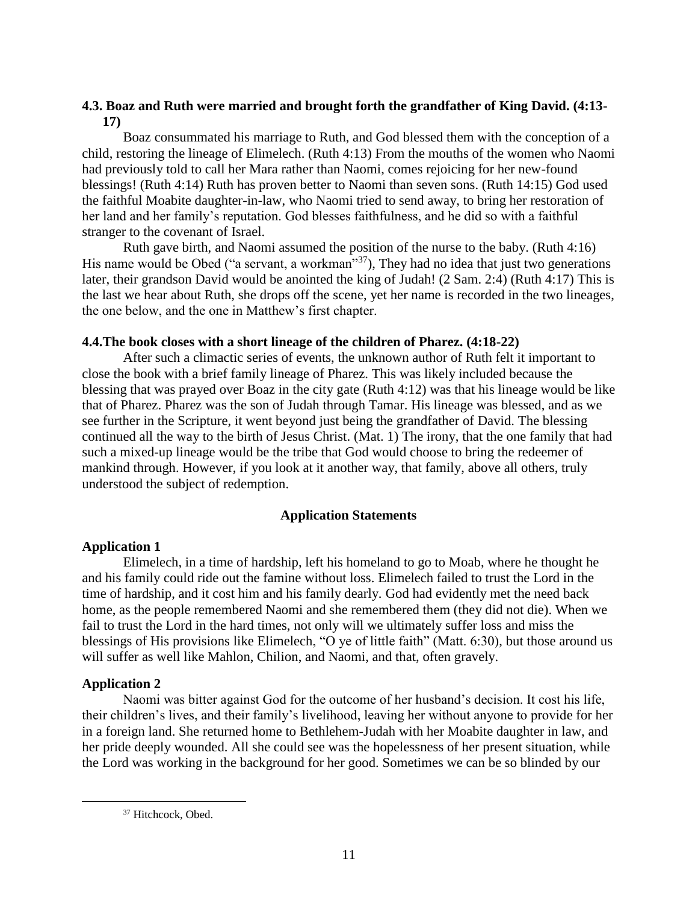### 4.3. Boaz and Ruth were married and brought forth the grandfather of King David. (4:13-17)

Boaz consummated his marriage to Ruth, and God blessed them with the conception of a child, restoring the lineage of Elimelech. (Ruth 4:13) From the mouths of the women who Naomi had previously told to call her Mara rather than Naomi, comes rejoicing for her new-found blessings! (Ruth 4:14) Ruth has proven better to Naomi than seven sons. (Ruth 14:15) God used the faithful Moabite daughter-in-law, who Naomi tried to send away, to bring her restoration of her land and her family's reputation. God blesses faithfulness, and he did so with a faithful stranger to the covenant of Israel.

Ruth gave birth, and Naomi assumed the position of the nurse to the baby. (Ruth 4:16) His name would be Obed ("a servant, a workman"[37]), They had no idea that just two generations later, their grandson David would be anointed the king of Judah! (2 Sam. 2:4) (Ruth 4:17) This is the last we hear about Ruth, she drops off the scene, yet her name is recorded in the two lineages, the one below, and the one in Matthew's first chapter.

### 4.4.The book closes with a short lineage of the children of Pharez. (4:18-22)

After such a climactic series of events, the unknown author of Ruth felt it important to close the book with a brief family lineage of Pharez. This was likely included because the blessing that was prayed over Boaz in the city gate (Ruth 4:12) was that his lineage would be like that of Pharez. Pharez was the son of Judah through Tamar. His lineage was blessed, and as we see further in the Scripture, it went beyond just being the grandfather of David. The blessing continued all the way to the birth of Jesus Christ. (Mat. 1) The irony, that the one family that had such a mixed-up lineage would be the tribe that God would choose to bring the redeemer of mankind through. However, if you look at it another way, that family, above all others, truly understood the subject of redemption.

## Application Statements

### Application 1

Elimelech, in a time of hardship, left his homeland to go to Moab, where he thought he and his family could ride out the famine without loss. Elimelech failed to trust the Lord in the time of hardship, and it cost him and his family dearly. God had evidently met the need back home, as the people remembered Naomi and she remembered them (they did not die). When we fail to trust the Lord in the hard times, not only will we ultimately suffer loss and miss the blessings of His provisions like Elimelech, "O ye of little faith" (Matt. 6:30), but those around us will suffer as well like Mahlon, Chilion, and Naomi, and that, often gravely.

### Application 2

Naomi was bitter against God for the outcome of her husband's decision. It cost his life, their children's lives, and their family's livelihood, leaving her without anyone to provide for her in a foreign land. She returned home to Bethlehem-Judah with her Moabite daughter in law, and her pride deeply wounded. All she could see was the hopelessness of her present situation, while the Lord was working in the background for her good. Sometimes we can be so blinded by our

[37] Hitchcock, Obed.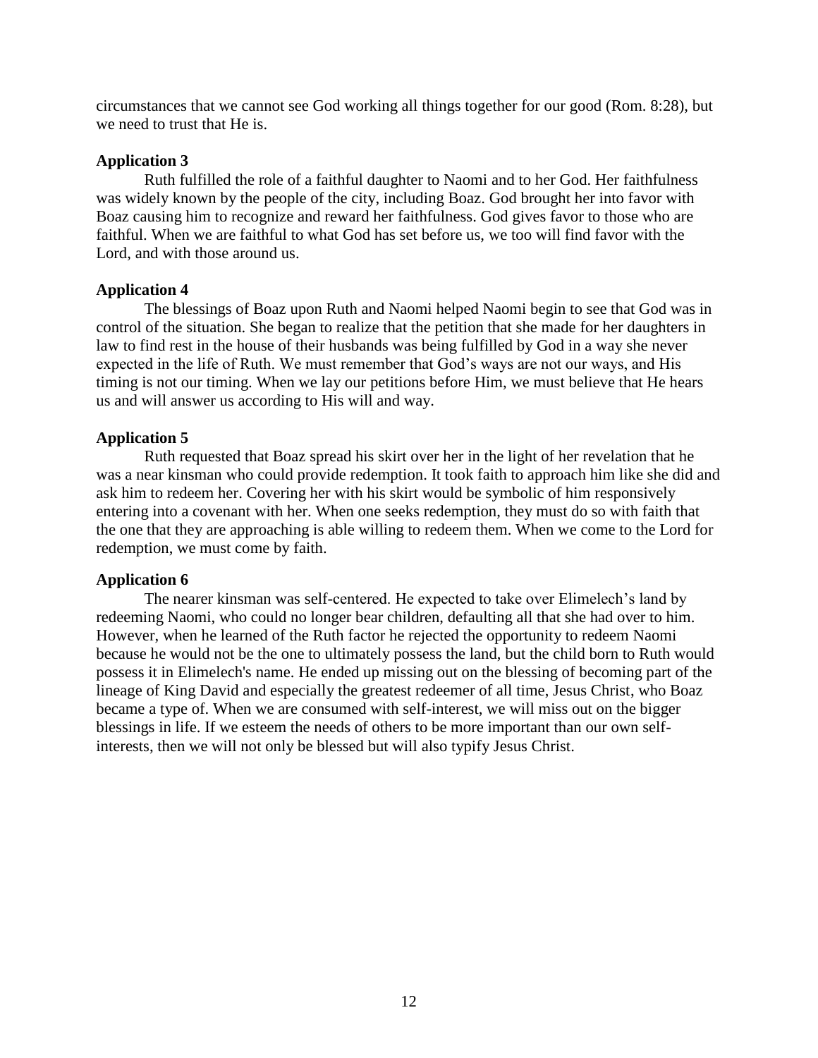circumstances that we cannot see God working all things together for our good (Rom. 8:28), but we need to trust that He is.

**Application 3**

Ruth fulfilled the role of a faithful daughter to Naomi and to her God. Her faithfulness was widely known by the people of the city, including Boaz. God brought her into favor with Boaz causing him to recognize and reward her faithfulness. God gives favor to those who are faithful. When we are faithful to what God has set before us, we too will find favor with the Lord, and with those around us.

**Application 4**

The blessings of Boaz upon Ruth and Naomi helped Naomi begin to see that God was in control of the situation. She began to realize that the petition that she made for her daughters in law to find rest in the house of their husbands was being fulfilled by God in a way she never expected in the life of Ruth. We must remember that God's ways are not our ways, and His timing is not our timing. When we lay our petitions before Him, we must believe that He hears us and will answer us according to His will and way.

**Application 5**

Ruth requested that Boaz spread his skirt over her in the light of her revelation that he was a near kinsman who could provide redemption. It took faith to approach him like she did and ask him to redeem her. Covering her with his skirt would be symbolic of him responsively entering into a covenant with her. When one seeks redemption, they must do so with faith that the one that they are approaching is able willing to redeem them. When we come to the Lord for redemption, we must come by faith.

**Application 6**

The nearer kinsman was self-centered. He expected to take over Elimelech's land by redeeming Naomi, who could no longer bear children, defaulting all that she had over to him. However, when he learned of the Ruth factor he rejected the opportunity to redeem Naomi because he would not be the one to ultimately possess the land, but the child born to Ruth would possess it in Elimelech's name. He ended up missing out on the blessing of becoming part of the lineage of King David and especially the greatest redeemer of all time, Jesus Christ, who Boaz became a type of. When we are consumed with self-interest, we will miss out on the bigger blessings in life. If we esteem the needs of others to be more important than our own self-interests, then we will not only be blessed but will also typify Jesus Christ.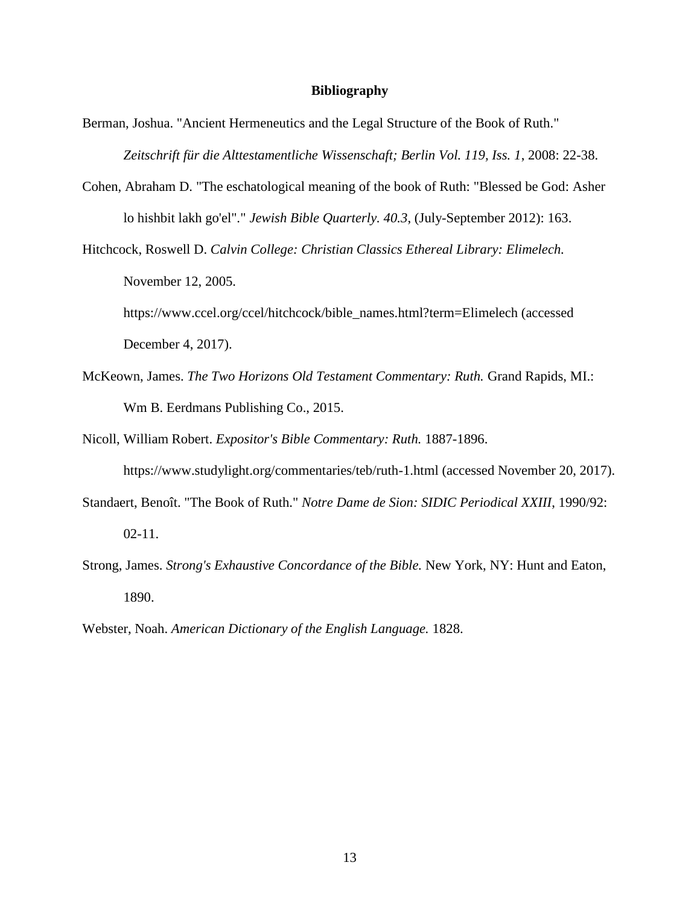## Bibliography

Berman, Joshua. "Ancient Hermeneutics and the Legal Structure of the Book of Ruth." *Zeitschrift für die Alttestamentliche Wissenschaft; Berlin Vol. 119, Iss. 1*, 2008: 22-38.

Cohen, Abraham D. "The eschatological meaning of the book of Ruth: "Blessed be God: Asher lo hishbit lakh go'el"." *Jewish Bible Quarterly. 40.3*, (July-September 2012): 163.

Hitchcock, Roswell D. *Calvin College: Christian Classics Ethereal Library: Elimelech.* November 12, 2005. https://www.ccel.org/ccel/hitchcock/bible_names.html?term=Elimelech (accessed December 4, 2017).

McKeown, James. *The Two Horizons Old Testament Commentary: Ruth.* Grand Rapids, MI.: Wm B. Eerdmans Publishing Co., 2015.

Nicoll, William Robert. *Expositor's Bible Commentary: Ruth.* 1887-1896. https://www.studylight.org/commentaries/teb/ruth-1.html (accessed November 20, 2017).

Standaert, Benoît. "The Book of Ruth." *Notre Dame de Sion: SIDIC Periodical XXIII*, 1990/92: 02-11.

Strong, James. *Strong's Exhaustive Concordance of the Bible.* New York, NY: Hunt and Eaton, 1890.

Webster, Noah. *American Dictionary of the English Language.* 1828.